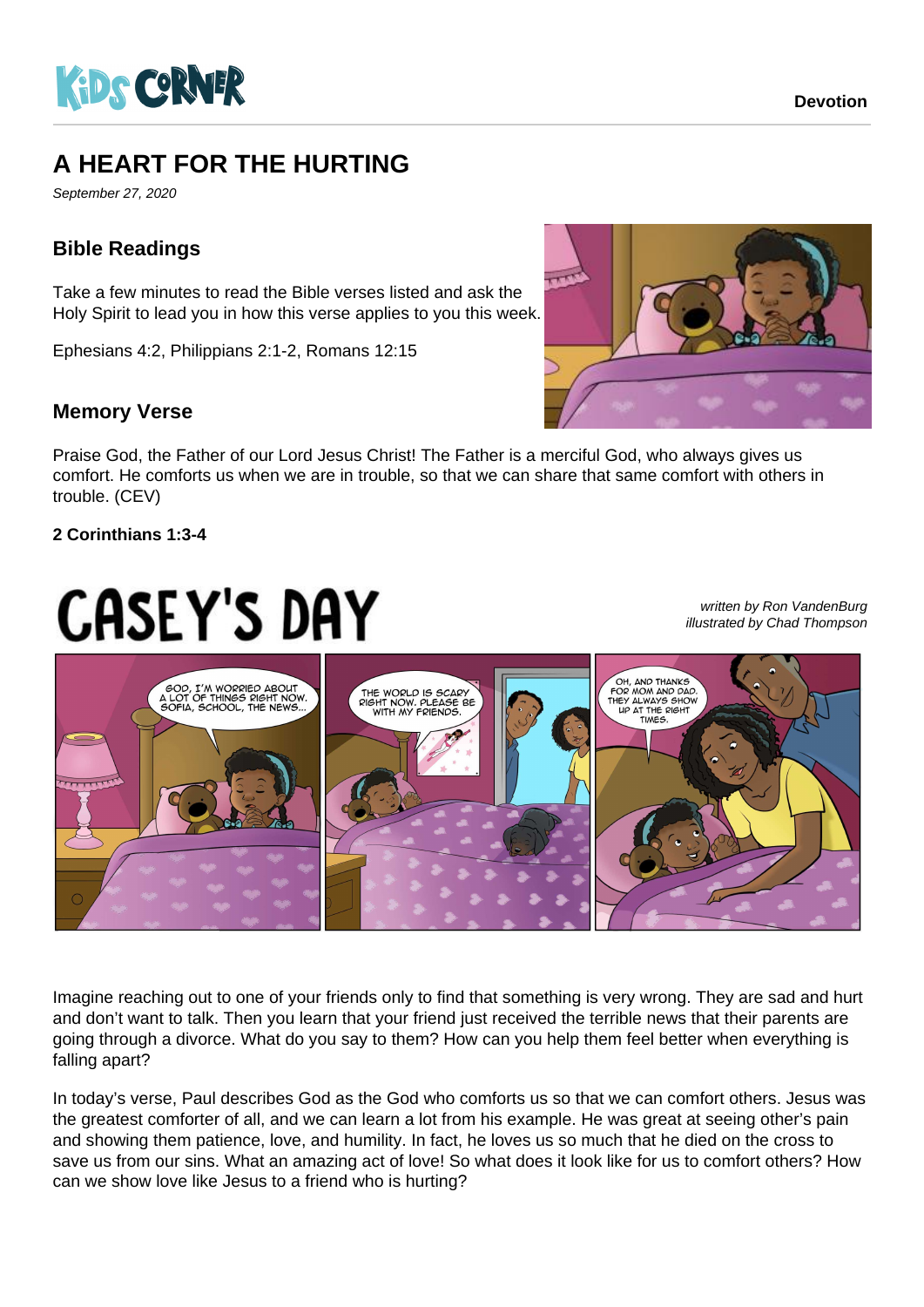# A HEART FOR THE HURTING

*September 27, 2020*

## Bible Readings

Take a few minutes to read the Bible verses listed and ask the Holy Spirit to lead you in how this verse applies to you this week.

Ephesians 4:2, Philippians 2:1-2, Romans 12:15

## Memory Verse

Praise God, the Father of our Lord Jesus Christ! The Father is a merciful God, who always gives us comfort. He comforts us when we are in trouble, so that we can share that same comfort with others in trouble. (CEV)

**2 Corinthians 1:3-4**

# CASEY'S DAY

*written by Ron VandenBurg*
*illustrated by Chad Thompson*

Imagine reaching out to one of your friends only to find that something is very wrong. They are sad and hurt and don't want to talk. Then you learn that your friend just received the terrible news that their parents are going through a divorce. What do you say to them? How can you help them feel better when everything is falling apart?

In today's verse, Paul describes God as the God who comforts us so that we can comfort others. Jesus was the greatest comforter of all, and we can learn a lot from his example. He was great at seeing other's pain and showing them patience, love, and humility. In fact, he loves us so much that he died on the cross to save us from our sins. What an amazing act of love! So what does it look like for us to comfort others? How can we show love like Jesus to a friend who is hurting?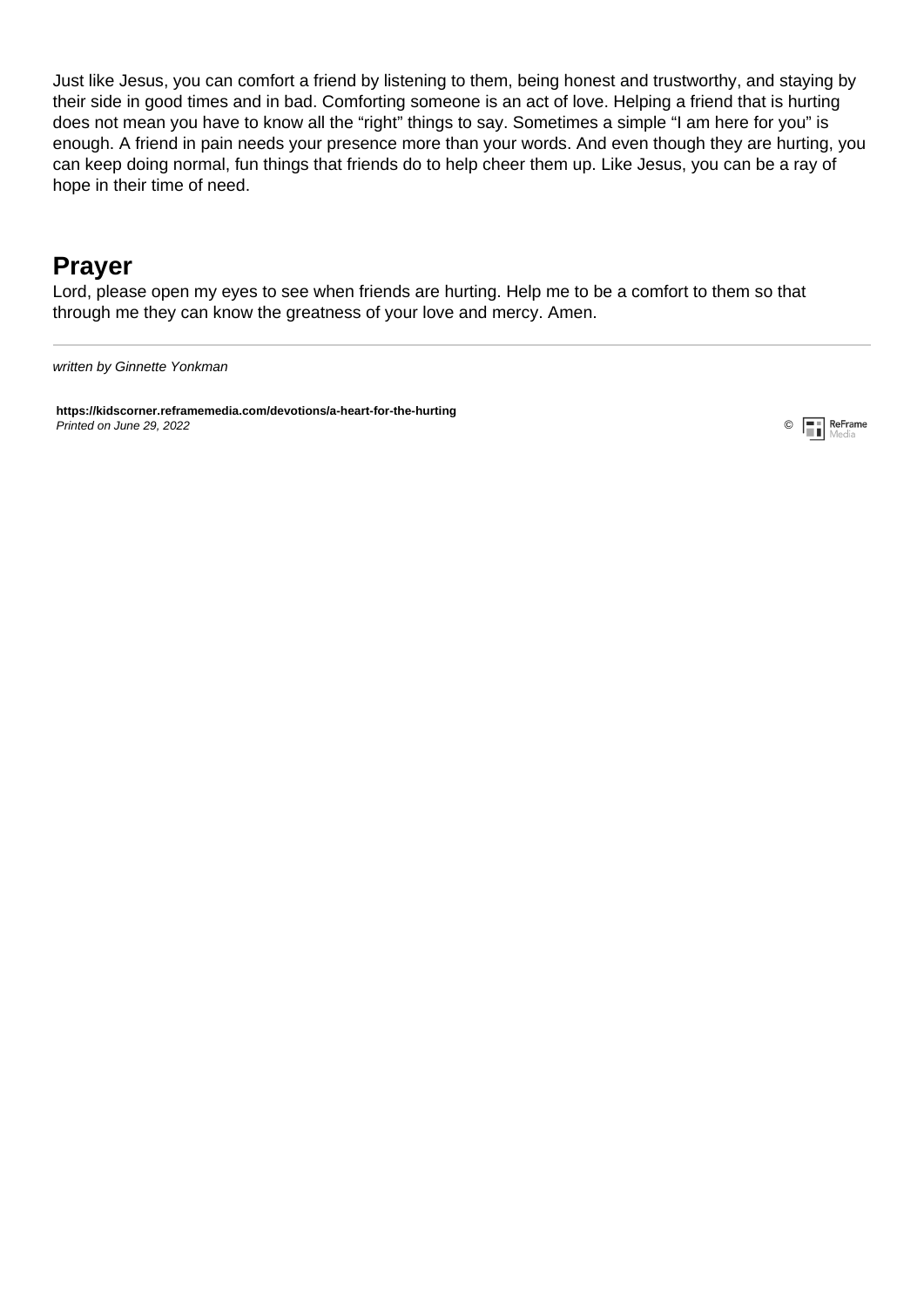Just like Jesus, you can comfort a friend by listening to them, being honest and trustworthy, and staying by their side in good times and in bad. Comforting someone is an act of love. Helping a friend that is hurting does not mean you have to know all the “right” things to say. Sometimes a simple “I am here for you” is enough. A friend in pain needs your presence more than your words. And even though they are hurting, you can keep doing normal, fun things that friends do to help cheer them up. Like Jesus, you can be a ray of hope in their time of need.

## Prayer

Lord, please open my eyes to see when friends are hurting. Help me to be a comfort to them so that through me they can know the greatness of your love and mercy. Amen.

---

*written by Ginnette Yonkman*

**https://kidscorner.reframemedia.com/devotions/a-heart-for-the-hurting**
*Printed on June 29, 2022*

© ReFrame Media